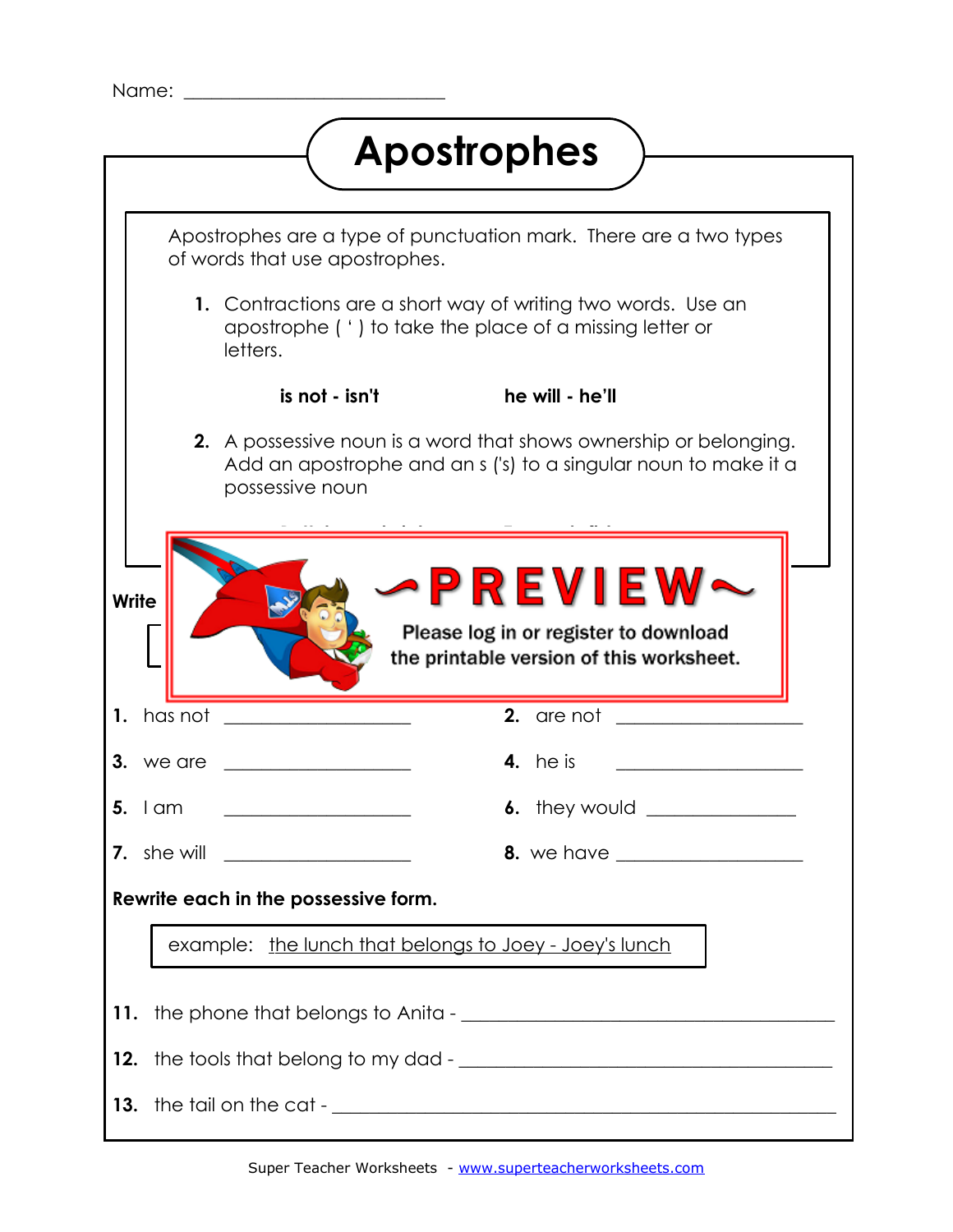Name: ___________________________

# Apostrophes

Apostrophes are a type of punctuation mark. There are a two types of words that use apostrophes.

1. Contractions are a short way of writing two words. Use an apostrophe ( ' ) to take the place of a missing letter or letters.

   **is not - isn't** **he will - he'll**

2. A possessive noun is a word that shows ownership or belonging. Add an apostrophe and an s ('s) to a singular noun to make it a possessive noun

**Write**

**1.** has not ___________________ **2.** are not ___________________

**3.** we are ___________________ **4.** he is ___________________

**5.** I am ___________________ **6.** they would _______________

**7.** she will ___________________ **8.** we have ___________________

**Rewrite each in the possessive form.**

example: the lunch that belongs to Joey - Joey's lunch

**11.** the phone that belongs to Anita - ______________________________________

**12.** the tools that belong to my dad - ______________________________________

**13.** the tail on the cat - ______________________________________________

Super Teacher Worksheets - www.superteacherworksheets.com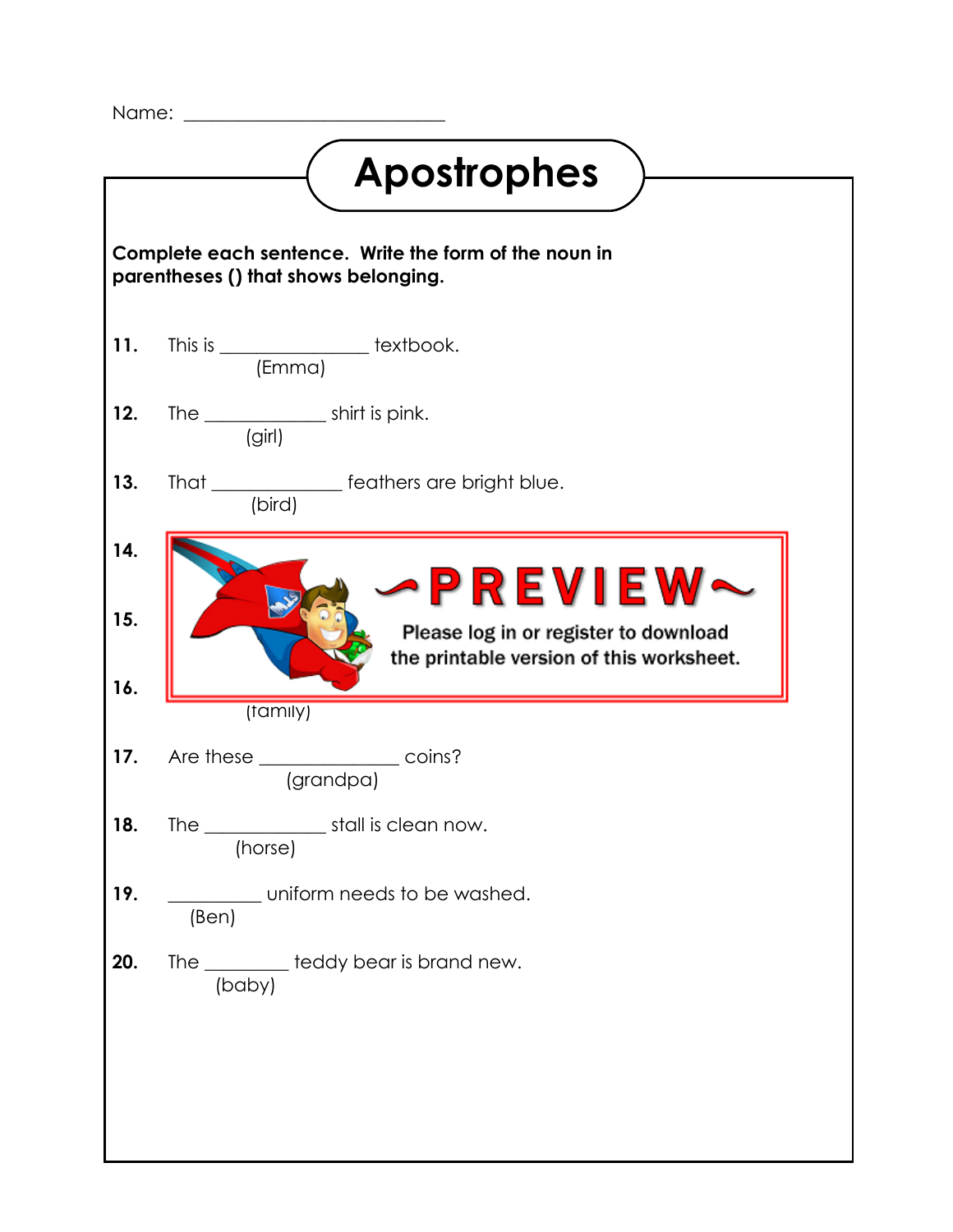Name: ___________________________

# Apostrophes

**Complete each sentence. Write the form of the noun in parentheses () that shows belonging.**

**11.** This is _______________ textbook.
(Emma)

**12.** The _____________ shirt is pink.
(girl)

**13.** That ______________ feathers are bright blue.
(bird)

**14.**

**15.**

**16.**
(family)

**17.** Are these _______________ coins?
(grandpa)

**18.** The _____________ stall is clean now.
(horse)

**19.** __________ uniform needs to be washed.
(Ben)

**20.** The _________ teddy bear is brand new.
(baby)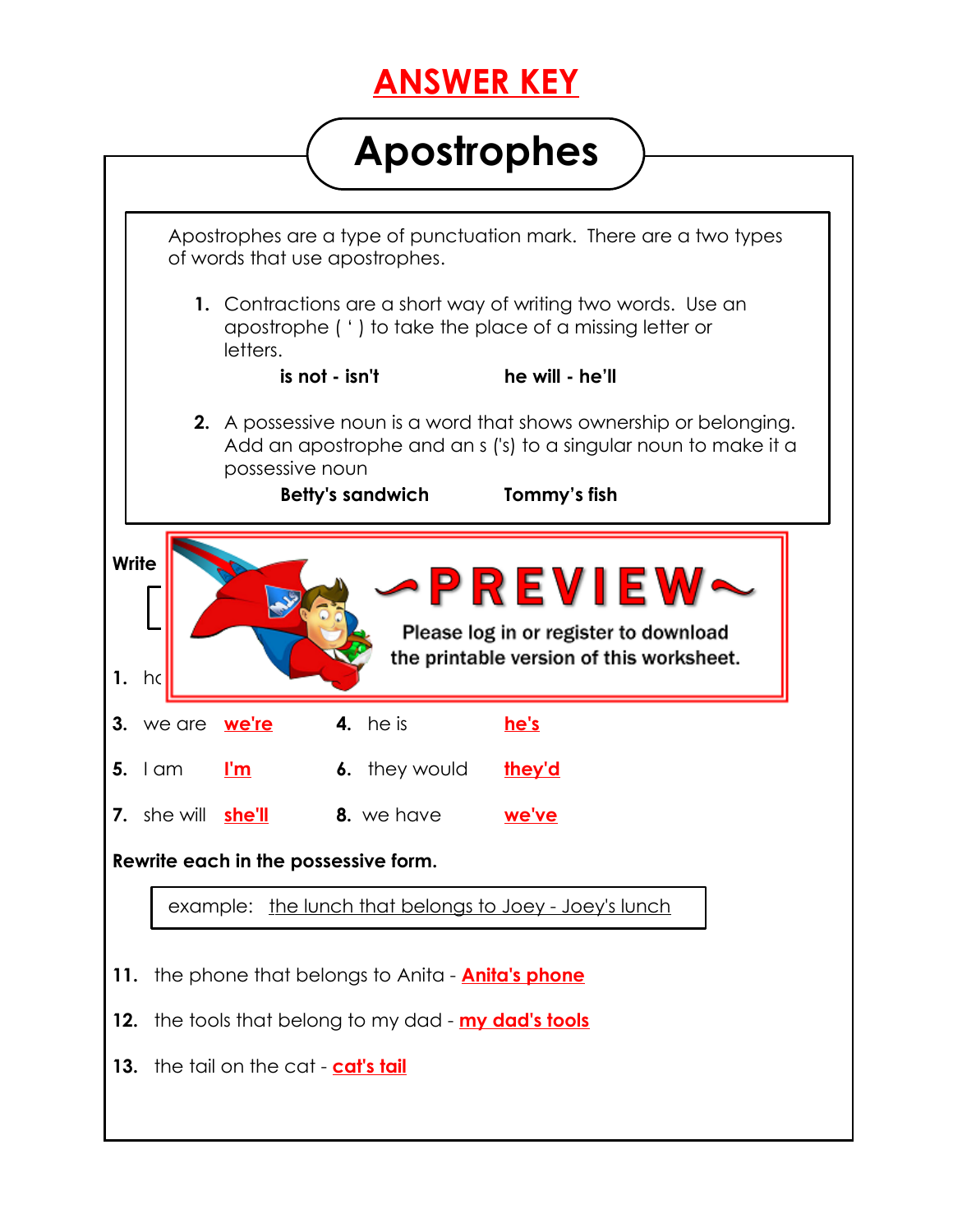# ANSWER KEY

## Apostrophes

Apostrophes are a type of punctuation mark. There are a two types of words that use apostrophes.

1. Contractions are a short way of writing two words. Use an apostrophe ( ' ) to take the place of a missing letter or letters.

   **is not - isn't** **he will - he'll**

2. A possessive noun is a word that shows ownership or belonging. Add an apostrophe and an s ('s) to a singular noun to make it a possessive noun

   **Betty's sandwich** **Tommy's fish**

**Write**

~PREVIEW~

Please log in or register to download the printable version of this worksheet.

**1.** hc

**3.** we are **we're** **4.** he is **he's**

**5.** I am **I'm** **6.** they would **they'd**

**7.** she will **she'll** **8.** we have **we've**

**Rewrite each in the possessive form.**

example: the lunch that belongs to Joey - Joey's lunch

**11.** the phone that belongs to Anita - **Anita's phone**

**12.** the tools that belong to my dad - **my dad's tools**

**13.** the tail on the cat - **cat's tail**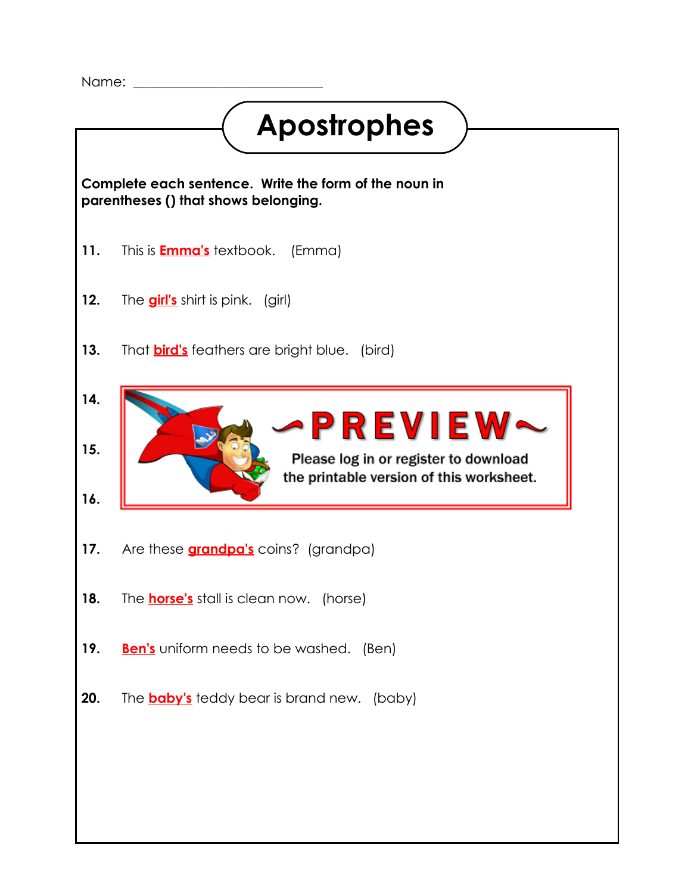Name: ___________________________

# Apostrophes

**Complete each sentence. Write the form of the noun in parentheses () that shows belonging.**

**11.** This is **Emma's** textbook. (Emma)

**12.** The **girl's** shirt is pink. (girl)

**13.** That **bird's** feathers are bright blue. (bird)

**14.**

~PREVIEW~

Please log in or register to download the printable version of this worksheet.

**15.**

**16.**

**17.** Are these **grandpa's** coins? (grandpa)

**18.** The **horse's** stall is clean now. (horse)

**19.** **Ben's** uniform needs to be washed. (Ben)

**20.** The **baby's** teddy bear is brand new. (baby)